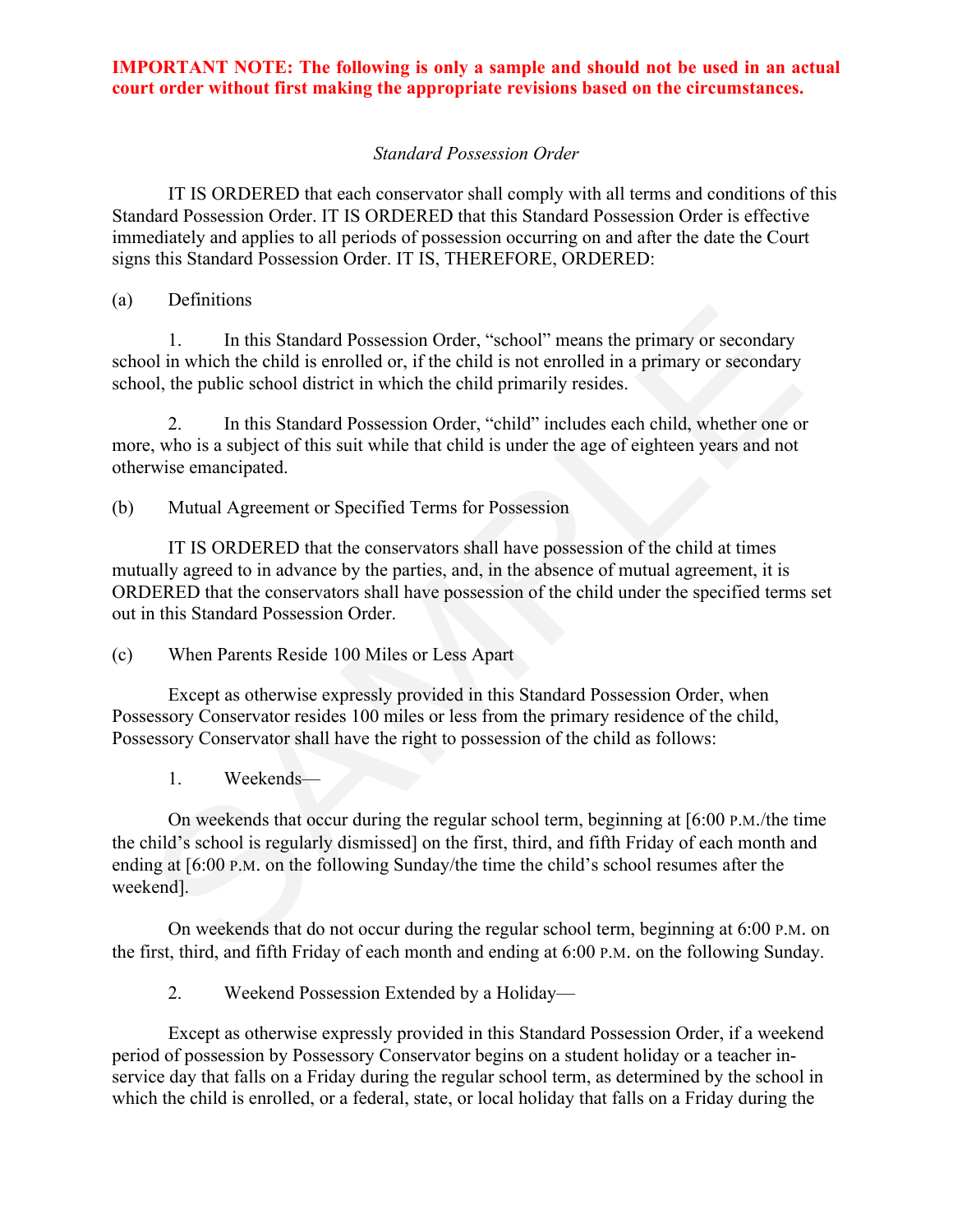**IMPORTANT NOTE: The following is only a sample and should not be used in an actual court order without first making the appropriate revisions based on the circumstances.**

*Standard Possession Order*

IT IS ORDERED that each conservator shall comply with all terms and conditions of this Standard Possession Order. IT IS ORDERED that this Standard Possession Order is effective immediately and applies to all periods of possession occurring on and after the date the Court signs this Standard Possession Order. IT IS, THEREFORE, ORDERED:

(a) Definitions

1. In this Standard Possession Order, "school" means the primary or secondary school in which the child is enrolled or, if the child is not enrolled in a primary or secondary school, the public school district in which the child primarily resides.

2. In this Standard Possession Order, "child" includes each child, whether one or more, who is a subject of this suit while that child is under the age of eighteen years and not otherwise emancipated.

(b) Mutual Agreement or Specified Terms for Possession

IT IS ORDERED that the conservators shall have possession of the child at times mutually agreed to in advance by the parties, and, in the absence of mutual agreement, it is ORDERED that the conservators shall have possession of the child under the specified terms set out in this Standard Possession Order.

(c) When Parents Reside 100 Miles or Less Apart

Except as otherwise expressly provided in this Standard Possession Order, when Possessory Conservator resides 100 miles or less from the primary residence of the child, Possessory Conservator shall have the right to possession of the child as follows:

1. Weekends—

On weekends that occur during the regular school term, beginning at [6:00 P.M./the time the child's school is regularly dismissed] on the first, third, and fifth Friday of each month and ending at [6:00 P.M. on the following Sunday/the time the child's school resumes after the weekend].

On weekends that do not occur during the regular school term, beginning at 6:00 P.M. on the first, third, and fifth Friday of each month and ending at 6:00 P.M. on the following Sunday.

2. Weekend Possession Extended by a Holiday—

Except as otherwise expressly provided in this Standard Possession Order, if a weekend period of possession by Possessory Conservator begins on a student holiday or a teacher in-service day that falls on a Friday during the regular school term, as determined by the school in which the child is enrolled, or a federal, state, or local holiday that falls on a Friday during the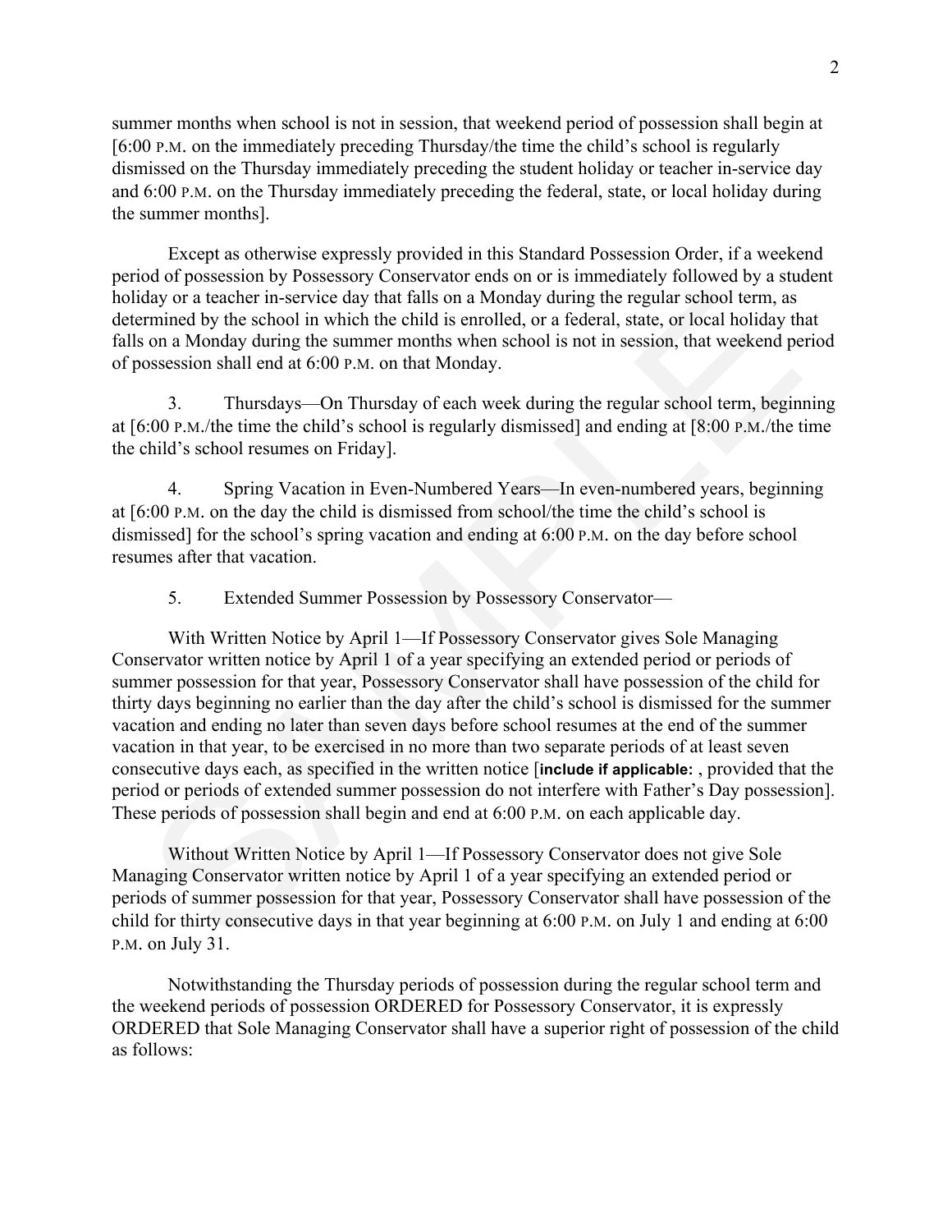summer months when school is not in session, that weekend period of possession shall begin at [6:00 P.M. on the immediately preceding Thursday/the time the child's school is regularly dismissed on the Thursday immediately preceding the student holiday or teacher in-service day and 6:00 P.M. on the Thursday immediately preceding the federal, state, or local holiday during the summer months].

Except as otherwise expressly provided in this Standard Possession Order, if a weekend period of possession by Possessory Conservator ends on or is immediately followed by a student holiday or a teacher in-service day that falls on a Monday during the regular school term, as determined by the school in which the child is enrolled, or a federal, state, or local holiday that falls on a Monday during the summer months when school is not in session, that weekend period of possession shall end at 6:00 P.M. on that Monday.

3. Thursdays—On Thursday of each week during the regular school term, beginning at [6:00 P.M./the time the child's school is regularly dismissed] and ending at [8:00 P.M./the time the child's school resumes on Friday].

4. Spring Vacation in Even-Numbered Years—In even-numbered years, beginning at [6:00 P.M. on the day the child is dismissed from school/the time the child's school is dismissed] for the school's spring vacation and ending at 6:00 P.M. on the day before school resumes after that vacation.

5. Extended Summer Possession by Possessory Conservator—

With Written Notice by April 1—If Possessory Conservator gives Sole Managing Conservator written notice by April 1 of a year specifying an extended period or periods of summer possession for that year, Possessory Conservator shall have possession of the child for thirty days beginning no earlier than the day after the child's school is dismissed for the summer vacation and ending no later than seven days before school resumes at the end of the summer vacation in that year, to be exercised in no more than two separate periods of at least seven consecutive days each, as specified in the written notice [**include if applicable:** , provided that the period or periods of extended summer possession do not interfere with Father's Day possession]. These periods of possession shall begin and end at 6:00 P.M. on each applicable day.

Without Written Notice by April 1—If Possessory Conservator does not give Sole Managing Conservator written notice by April 1 of a year specifying an extended period or periods of summer possession for that year, Possessory Conservator shall have possession of the child for thirty consecutive days in that year beginning at 6:00 P.M. on July 1 and ending at 6:00 P.M. on July 31.

Notwithstanding the Thursday periods of possession during the regular school term and the weekend periods of possession ORDERED for Possessory Conservator, it is expressly ORDERED that Sole Managing Conservator shall have a superior right of possession of the child as follows: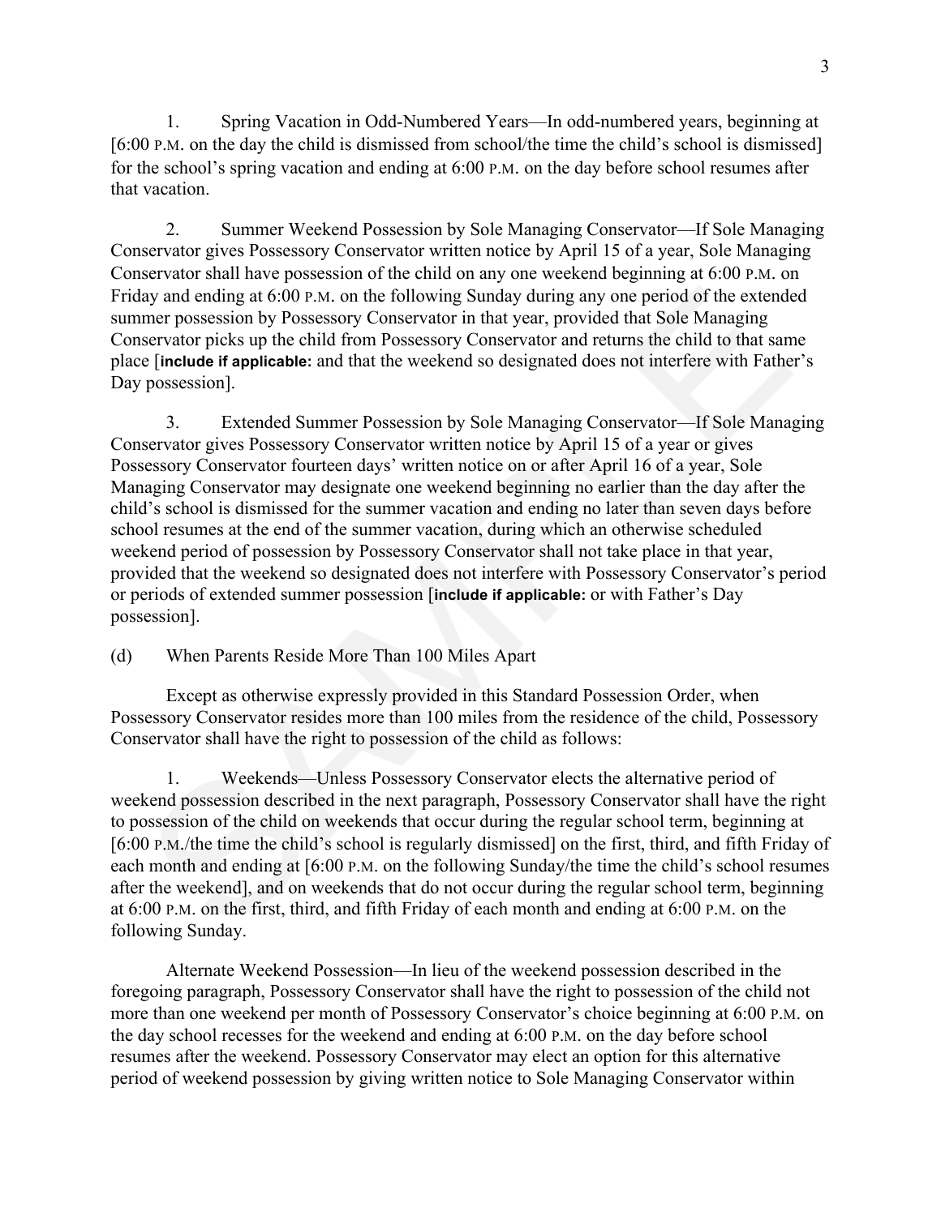1. Spring Vacation in Odd-Numbered Years—In odd-numbered years, beginning at [6:00 P.M. on the day the child is dismissed from school/the time the child's school is dismissed] for the school's spring vacation and ending at 6:00 P.M. on the day before school resumes after that vacation.

2. Summer Weekend Possession by Sole Managing Conservator—If Sole Managing Conservator gives Possessory Conservator written notice by April 15 of a year, Sole Managing Conservator shall have possession of the child on any one weekend beginning at 6:00 P.M. on Friday and ending at 6:00 P.M. on the following Sunday during any one period of the extended summer possession by Possessory Conservator in that year, provided that Sole Managing Conservator picks up the child from Possessory Conservator and returns the child to that same place [**include if applicable:** and that the weekend so designated does not interfere with Father's Day possession].

3. Extended Summer Possession by Sole Managing Conservator—If Sole Managing Conservator gives Possessory Conservator written notice by April 15 of a year or gives Possessory Conservator fourteen days' written notice on or after April 16 of a year, Sole Managing Conservator may designate one weekend beginning no earlier than the day after the child's school is dismissed for the summer vacation and ending no later than seven days before school resumes at the end of the summer vacation, during which an otherwise scheduled weekend period of possession by Possessory Conservator shall not take place in that year, provided that the weekend so designated does not interfere with Possessory Conservator's period or periods of extended summer possession [**include if applicable:** or with Father's Day possession].

(d) When Parents Reside More Than 100 Miles Apart

Except as otherwise expressly provided in this Standard Possession Order, when Possessory Conservator resides more than 100 miles from the residence of the child, Possessory Conservator shall have the right to possession of the child as follows:

1. Weekends—Unless Possessory Conservator elects the alternative period of weekend possession described in the next paragraph, Possessory Conservator shall have the right to possession of the child on weekends that occur during the regular school term, beginning at [6:00 P.M./the time the child's school is regularly dismissed] on the first, third, and fifth Friday of each month and ending at [6:00 P.M. on the following Sunday/the time the child's school resumes after the weekend], and on weekends that do not occur during the regular school term, beginning at 6:00 P.M. on the first, third, and fifth Friday of each month and ending at 6:00 P.M. on the following Sunday.

Alternate Weekend Possession—In lieu of the weekend possession described in the foregoing paragraph, Possessory Conservator shall have the right to possession of the child not more than one weekend per month of Possessory Conservator's choice beginning at 6:00 P.M. on the day school recesses for the weekend and ending at 6:00 P.M. on the day before school resumes after the weekend. Possessory Conservator may elect an option for this alternative period of weekend possession by giving written notice to Sole Managing Conservator within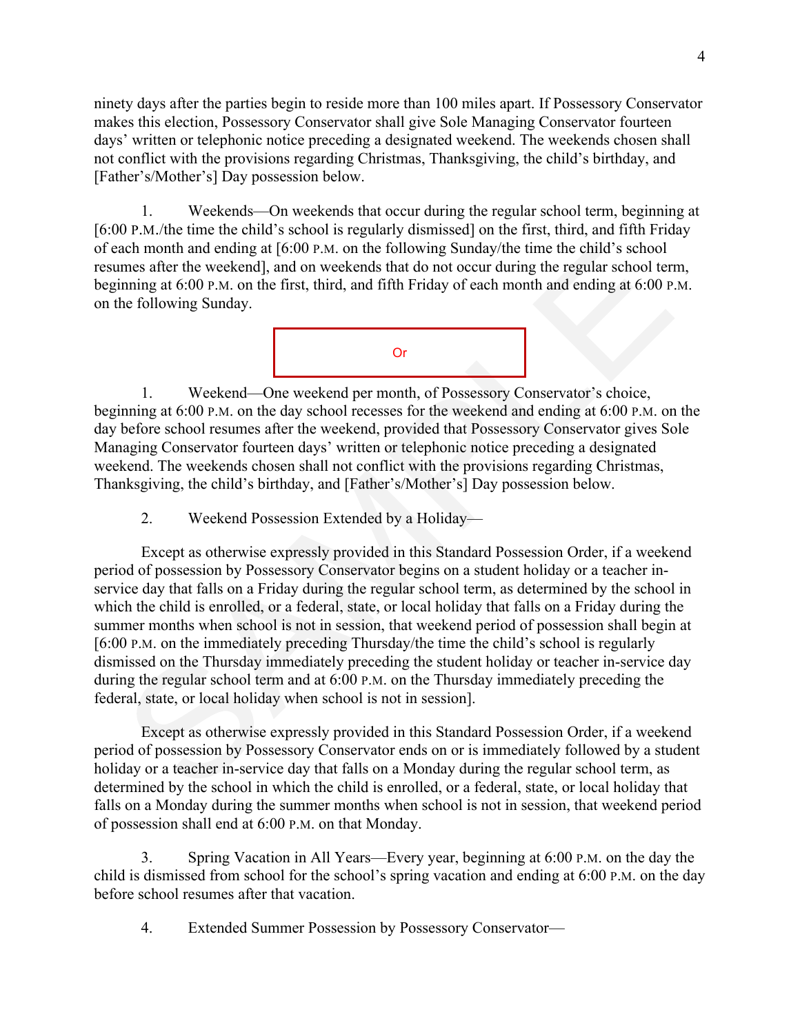ninety days after the parties begin to reside more than 100 miles apart. If Possessory Conservator makes this election, Possessory Conservator shall give Sole Managing Conservator fourteen days' written or telephonic notice preceding a designated weekend. The weekends chosen shall not conflict with the provisions regarding Christmas, Thanksgiving, the child's birthday, and [Father's/Mother's] Day possession below.

1. Weekends—On weekends that occur during the regular school term, beginning at [6:00 P.M./the time the child's school is regularly dismissed] on the first, third, and fifth Friday of each month and ending at [6:00 P.M. on the following Sunday/the time the child's school resumes after the weekend], and on weekends that do not occur during the regular school term, beginning at 6:00 P.M. on the first, third, and fifth Friday of each month and ending at 6:00 P.M. on the following Sunday.

Or

1. Weekend—One weekend per month, of Possessory Conservator's choice, beginning at 6:00 P.M. on the day school recesses for the weekend and ending at 6:00 P.M. on the day before school resumes after the weekend, provided that Possessory Conservator gives Sole Managing Conservator fourteen days' written or telephonic notice preceding a designated weekend. The weekends chosen shall not conflict with the provisions regarding Christmas, Thanksgiving, the child's birthday, and [Father's/Mother's] Day possession below.

2. Weekend Possession Extended by a Holiday—

Except as otherwise expressly provided in this Standard Possession Order, if a weekend period of possession by Possessory Conservator begins on a student holiday or a teacher in-service day that falls on a Friday during the regular school term, as determined by the school in which the child is enrolled, or a federal, state, or local holiday that falls on a Friday during the summer months when school is not in session, that weekend period of possession shall begin at [6:00 P.M. on the immediately preceding Thursday/the time the child's school is regularly dismissed on the Thursday immediately preceding the student holiday or teacher in-service day during the regular school term and at 6:00 P.M. on the Thursday immediately preceding the federal, state, or local holiday when school is not in session].

Except as otherwise expressly provided in this Standard Possession Order, if a weekend period of possession by Possessory Conservator ends on or is immediately followed by a student holiday or a teacher in-service day that falls on a Monday during the regular school term, as determined by the school in which the child is enrolled, or a federal, state, or local holiday that falls on a Monday during the summer months when school is not in session, that weekend period of possession shall end at 6:00 P.M. on that Monday.

3. Spring Vacation in All Years—Every year, beginning at 6:00 P.M. on the day the child is dismissed from school for the school's spring vacation and ending at 6:00 P.M. on the day before school resumes after that vacation.

4. Extended Summer Possession by Possessory Conservator—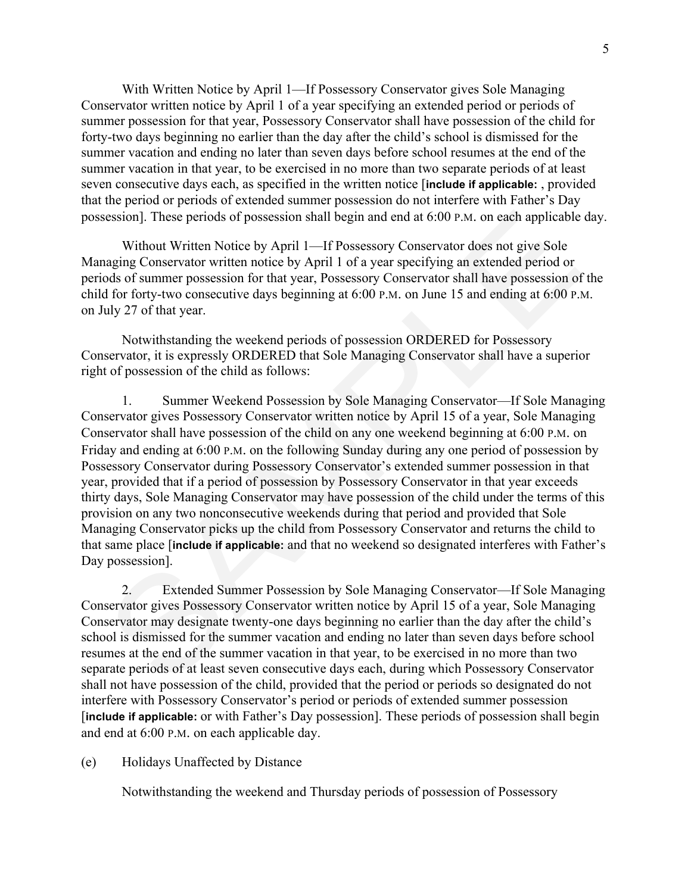With Written Notice by April 1—If Possessory Conservator gives Sole Managing Conservator written notice by April 1 of a year specifying an extended period or periods of summer possession for that year, Possessory Conservator shall have possession of the child for forty-two days beginning no earlier than the day after the child's school is dismissed for the summer vacation and ending no later than seven days before school resumes at the end of the summer vacation in that year, to be exercised in no more than two separate periods of at least seven consecutive days each, as specified in the written notice [**include if applicable:** , provided that the period or periods of extended summer possession do not interfere with Father's Day possession]. These periods of possession shall begin and end at 6:00 P.M. on each applicable day.

Without Written Notice by April 1—If Possessory Conservator does not give Sole Managing Conservator written notice by April 1 of a year specifying an extended period or periods of summer possession for that year, Possessory Conservator shall have possession of the child for forty-two consecutive days beginning at 6:00 P.M. on June 15 and ending at 6:00 P.M. on July 27 of that year.

Notwithstanding the weekend periods of possession ORDERED for Possessory Conservator, it is expressly ORDERED that Sole Managing Conservator shall have a superior right of possession of the child as follows:

1. Summer Weekend Possession by Sole Managing Conservator—If Sole Managing Conservator gives Possessory Conservator written notice by April 15 of a year, Sole Managing Conservator shall have possession of the child on any one weekend beginning at 6:00 P.M. on Friday and ending at 6:00 P.M. on the following Sunday during any one period of possession by Possessory Conservator during Possessory Conservator's extended summer possession in that year, provided that if a period of possession by Possessory Conservator in that year exceeds thirty days, Sole Managing Conservator may have possession of the child under the terms of this provision on any two nonconsecutive weekends during that period and provided that Sole Managing Conservator picks up the child from Possessory Conservator and returns the child to that same place [**include if applicable:** and that no weekend so designated interferes with Father's Day possession].

2. Extended Summer Possession by Sole Managing Conservator—If Sole Managing Conservator gives Possessory Conservator written notice by April 15 of a year, Sole Managing Conservator may designate twenty-one days beginning no earlier than the day after the child's school is dismissed for the summer vacation and ending no later than seven days before school resumes at the end of the summer vacation in that year, to be exercised in no more than two separate periods of at least seven consecutive days each, during which Possessory Conservator shall not have possession of the child, provided that the period or periods so designated do not interfere with Possessory Conservator's period or periods of extended summer possession [**include if applicable:** or with Father's Day possession]. These periods of possession shall begin and end at 6:00 P.M. on each applicable day.

(e) Holidays Unaffected by Distance

Notwithstanding the weekend and Thursday periods of possession of Possessory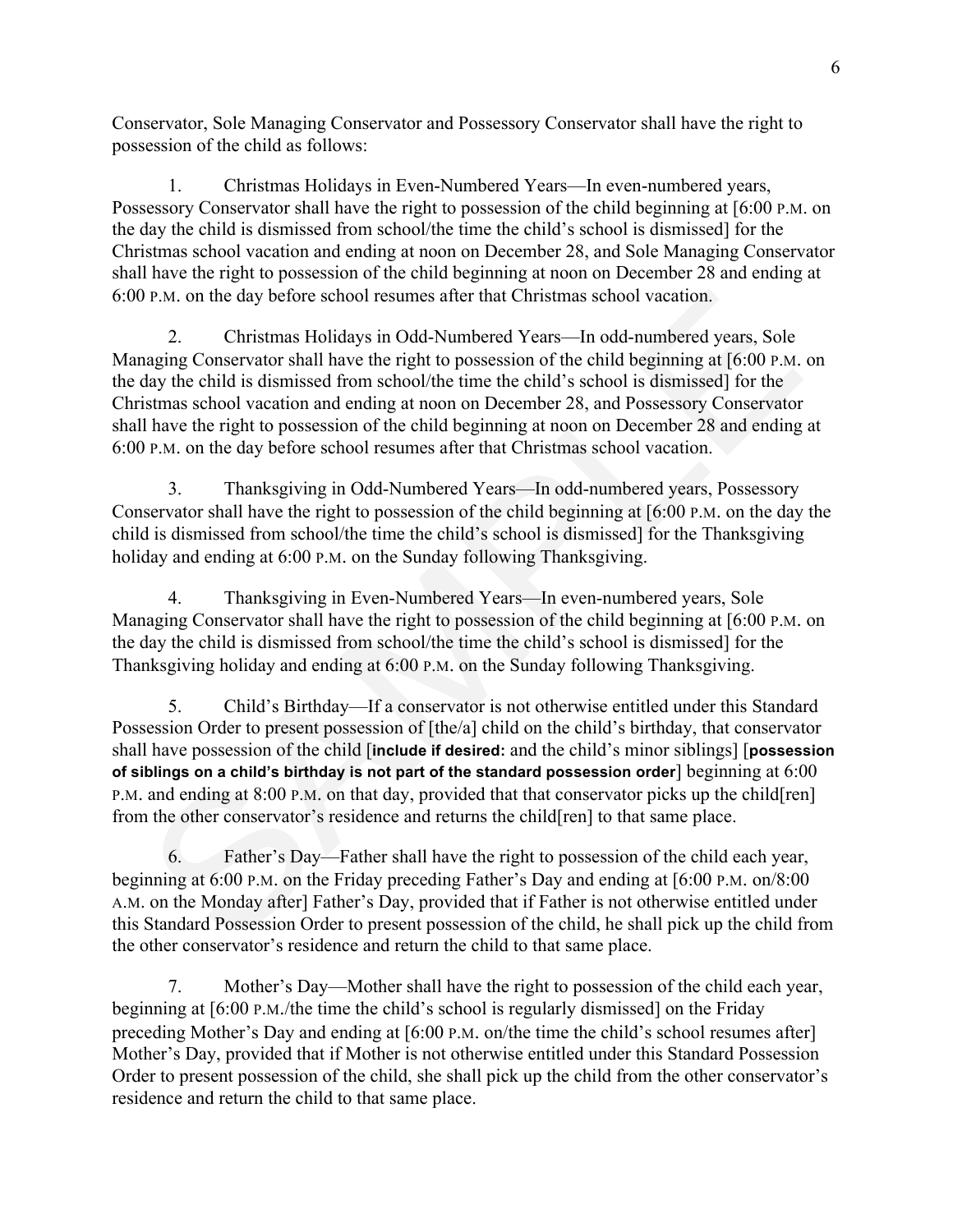Conservator, Sole Managing Conservator and Possessory Conservator shall have the right to possession of the child as follows:

1. Christmas Holidays in Even-Numbered Years—In even-numbered years, Possessory Conservator shall have the right to possession of the child beginning at [6:00 P.M. on the day the child is dismissed from school/the time the child's school is dismissed] for the Christmas school vacation and ending at noon on December 28, and Sole Managing Conservator shall have the right to possession of the child beginning at noon on December 28 and ending at 6:00 P.M. on the day before school resumes after that Christmas school vacation.

2. Christmas Holidays in Odd-Numbered Years—In odd-numbered years, Sole Managing Conservator shall have the right to possession of the child beginning at [6:00 P.M. on the day the child is dismissed from school/the time the child's school is dismissed] for the Christmas school vacation and ending at noon on December 28, and Possessory Conservator shall have the right to possession of the child beginning at noon on December 28 and ending at 6:00 P.M. on the day before school resumes after that Christmas school vacation.

3. Thanksgiving in Odd-Numbered Years—In odd-numbered years, Possessory Conservator shall have the right to possession of the child beginning at [6:00 P.M. on the day the child is dismissed from school/the time the child's school is dismissed] for the Thanksgiving holiday and ending at 6:00 P.M. on the Sunday following Thanksgiving.

4. Thanksgiving in Even-Numbered Years—In even-numbered years, Sole Managing Conservator shall have the right to possession of the child beginning at [6:00 P.M. on the day the child is dismissed from school/the time the child's school is dismissed] for the Thanksgiving holiday and ending at 6:00 P.M. on the Sunday following Thanksgiving.

5. Child's Birthday—If a conservator is not otherwise entitled under this Standard Possession Order to present possession of [the/a] child on the child's birthday, that conservator shall have possession of the child [**include if desired:** and the child's minor siblings] [**possession of siblings on a child's birthday is not part of the standard possession order**] beginning at 6:00 P.M. and ending at 8:00 P.M. on that day, provided that that conservator picks up the child[ren] from the other conservator's residence and returns the child[ren] to that same place.

6. Father's Day—Father shall have the right to possession of the child each year, beginning at 6:00 P.M. on the Friday preceding Father's Day and ending at [6:00 P.M. on/8:00 A.M. on the Monday after] Father's Day, provided that if Father is not otherwise entitled under this Standard Possession Order to present possession of the child, he shall pick up the child from the other conservator's residence and return the child to that same place.

7. Mother's Day—Mother shall have the right to possession of the child each year, beginning at [6:00 P.M./the time the child's school is regularly dismissed] on the Friday preceding Mother's Day and ending at [6:00 P.M. on/the time the child's school resumes after] Mother's Day, provided that if Mother is not otherwise entitled under this Standard Possession Order to present possession of the child, she shall pick up the child from the other conservator's residence and return the child to that same place.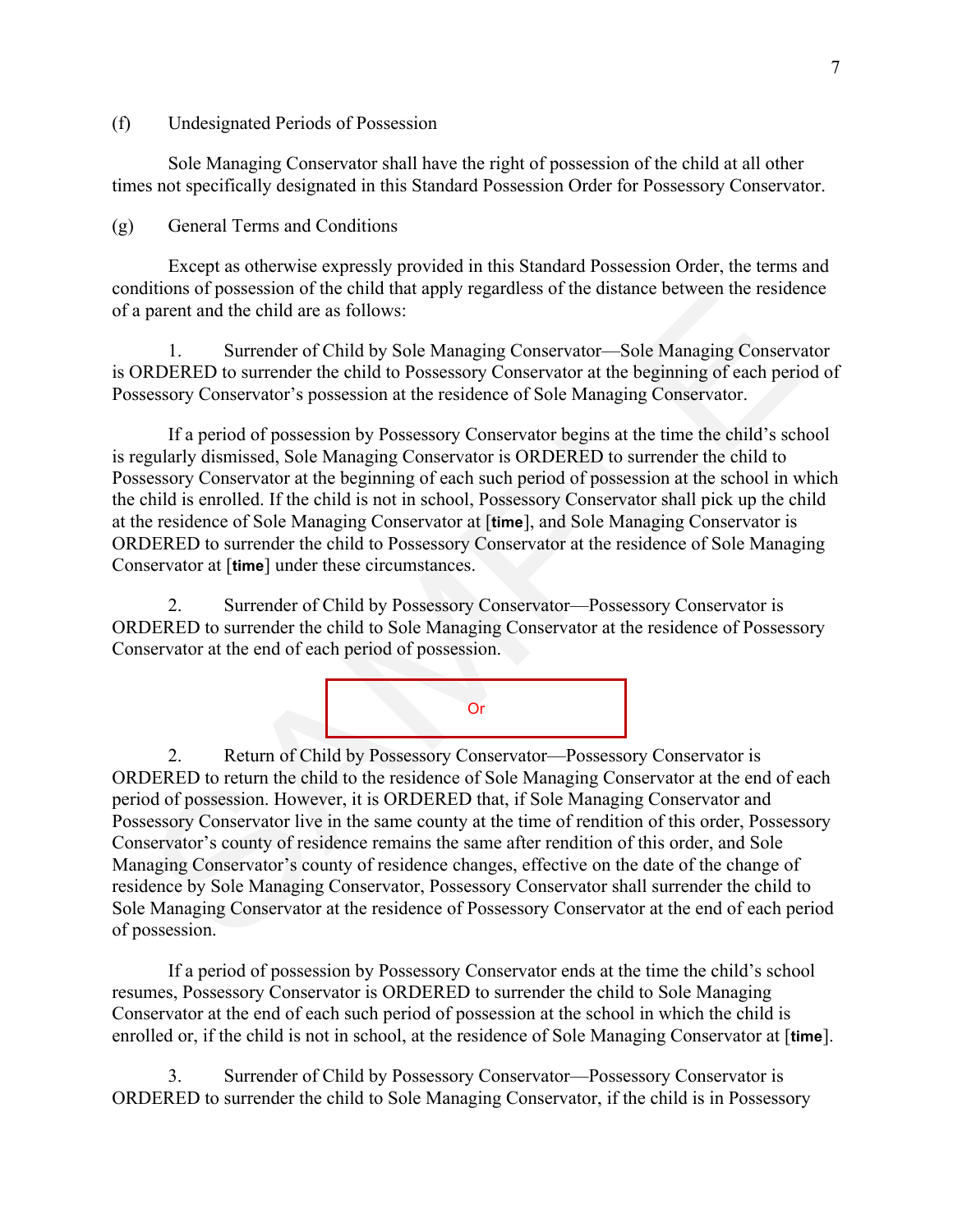(f) Undesignated Periods of Possession

Sole Managing Conservator shall have the right of possession of the child at all other times not specifically designated in this Standard Possession Order for Possessory Conservator.

(g) General Terms and Conditions

Except as otherwise expressly provided in this Standard Possession Order, the terms and conditions of possession of the child that apply regardless of the distance between the residence of a parent and the child are as follows:

1. Surrender of Child by Sole Managing Conservator—Sole Managing Conservator is ORDERED to surrender the child to Possessory Conservator at the beginning of each period of Possessory Conservator's possession at the residence of Sole Managing Conservator.

If a period of possession by Possessory Conservator begins at the time the child's school is regularly dismissed, Sole Managing Conservator is ORDERED to surrender the child to Possessory Conservator at the beginning of each such period of possession at the school in which the child is enrolled. If the child is not in school, Possessory Conservator shall pick up the child at the residence of Sole Managing Conservator at [**time**], and Sole Managing Conservator is ORDERED to surrender the child to Possessory Conservator at the residence of Sole Managing Conservator at [**time**] under these circumstances.

2. Surrender of Child by Possessory Conservator—Possessory Conservator is ORDERED to surrender the child to Sole Managing Conservator at the residence of Possessory Conservator at the end of each period of possession.

Or

2. Return of Child by Possessory Conservator—Possessory Conservator is ORDERED to return the child to the residence of Sole Managing Conservator at the end of each period of possession. However, it is ORDERED that, if Sole Managing Conservator and Possessory Conservator live in the same county at the time of rendition of this order, Possessory Conservator's county of residence remains the same after rendition of this order, and Sole Managing Conservator's county of residence changes, effective on the date of the change of residence by Sole Managing Conservator, Possessory Conservator shall surrender the child to Sole Managing Conservator at the residence of Possessory Conservator at the end of each period of possession.

If a period of possession by Possessory Conservator ends at the time the child's school resumes, Possessory Conservator is ORDERED to surrender the child to Sole Managing Conservator at the end of each such period of possession at the school in which the child is enrolled or, if the child is not in school, at the residence of Sole Managing Conservator at [**time**].

3. Surrender of Child by Possessory Conservator—Possessory Conservator is ORDERED to surrender the child to Sole Managing Conservator, if the child is in Possessory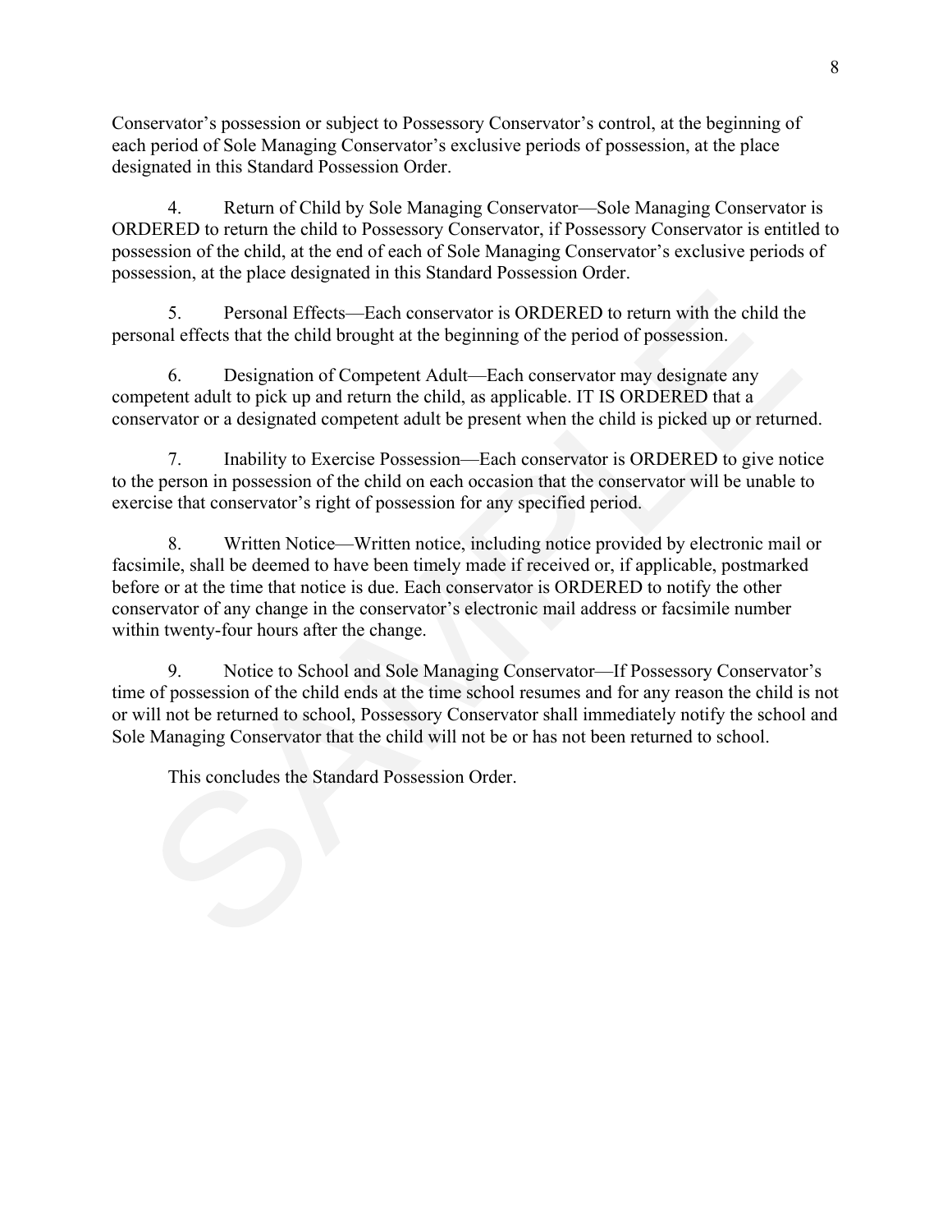Conservator's possession or subject to Possessory Conservator's control, at the beginning of each period of Sole Managing Conservator's exclusive periods of possession, at the place designated in this Standard Possession Order.

4. Return of Child by Sole Managing Conservator—Sole Managing Conservator is ORDERED to return the child to Possessory Conservator, if Possessory Conservator is entitled to possession of the child, at the end of each of Sole Managing Conservator's exclusive periods of possession, at the place designated in this Standard Possession Order.

5. Personal Effects—Each conservator is ORDERED to return with the child the personal effects that the child brought at the beginning of the period of possession.

6. Designation of Competent Adult—Each conservator may designate any competent adult to pick up and return the child, as applicable. IT IS ORDERED that a conservator or a designated competent adult be present when the child is picked up or returned.

7. Inability to Exercise Possession—Each conservator is ORDERED to give notice to the person in possession of the child on each occasion that the conservator will be unable to exercise that conservator's right of possession for any specified period.

8. Written Notice—Written notice, including notice provided by electronic mail or facsimile, shall be deemed to have been timely made if received or, if applicable, postmarked before or at the time that notice is due. Each conservator is ORDERED to notify the other conservator of any change in the conservator's electronic mail address or facsimile number within twenty-four hours after the change.

9. Notice to School and Sole Managing Conservator—If Possessory Conservator's time of possession of the child ends at the time school resumes and for any reason the child is not or will not be returned to school, Possessory Conservator shall immediately notify the school and Sole Managing Conservator that the child will not be or has not been returned to school.

This concludes the Standard Possession Order.